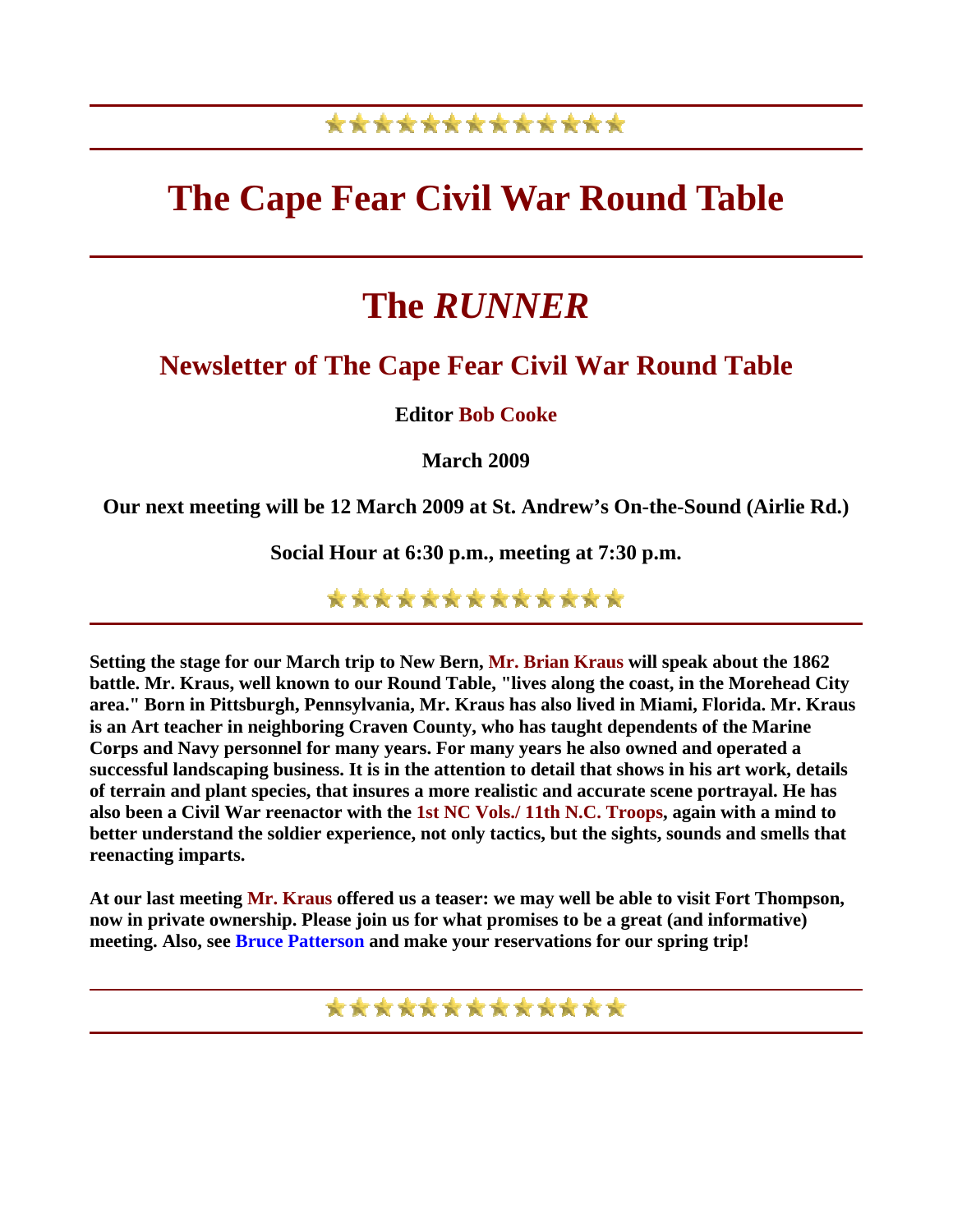# The Cape Fear Civil War Round Table

# The *RUNNER*

## Newsletter of The Cape Fear Civil War Round Table

**Editor Bob Cooke**

**March 2009**

**Our next meeting will be 12 March 2009 at St. Andrew's On-the-Sound (Airlie Rd.)**

**Social Hour at 6:30 p.m., meeting at 7:30 p.m.**

**Setting the stage for our March trip to New Bern, Mr. Brian Kraus will speak about the 1862 battle. Mr. Kraus, well known to our Round Table, "lives along the coast, in the Morehead City area." Born in Pittsburgh, Pennsylvania, Mr. Kraus has also lived in Miami, Florida. Mr. Kraus is an Art teacher in neighboring Craven County, who has taught dependents of the Marine Corps and Navy personnel for many years. For many years he also owned and operated a successful landscaping business. It is in the attention to detail that shows in his art work, details of terrain and plant species, that insures a more realistic and accurate scene portrayal. He has also been a Civil War reenactor with the 1st NC Vols./ 11th N.C. Troops, again with a mind to better understand the soldier experience, not only tactics, but the sights, sounds and smells that reenacting imparts.**

**At our last meeting Mr. Kraus offered us a teaser: we may well be able to visit Fort Thompson, now in private ownership. Please join us for what promises to be a great (and informative) meeting. Also, see Bruce Patterson and make your reservations for our spring trip!**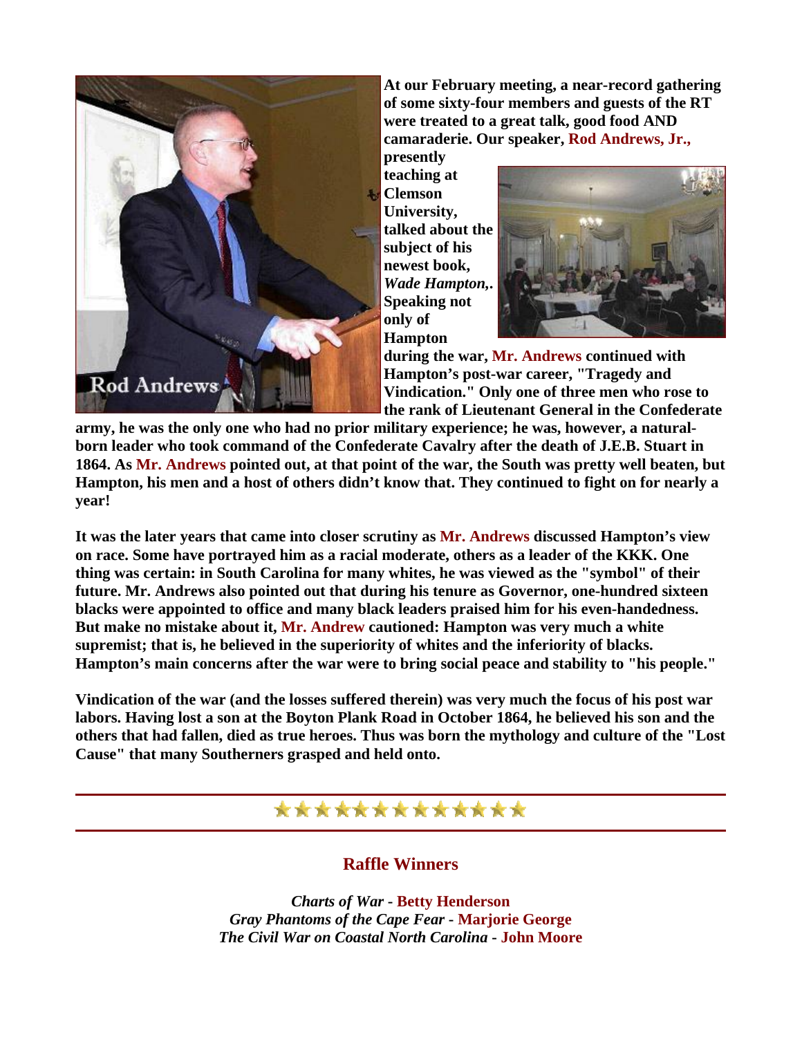**At our February meeting, a near-record gathering of some sixty-four members and guests of the RT were treated to a great talk, good food AND camaraderie. Our speaker, Rod Andrews, Jr., presently teaching at Clemson University, talked about the subject of his newest book, *Wade Hampton,*. Speaking not only of Hampton during the war, Mr. Andrews continued with Hampton's post-war career, "Tragedy and Vindication." Only one of three men who rose to the rank of Lieutenant General in the Confederate army, he was the only one who had no prior military experience; he was, however, a natural-born leader who took command of the Confederate Cavalry after the death of J.E.B. Stuart in 1864. As Mr. Andrews pointed out, at that point of the war, the South was pretty well beaten, but Hampton, his men and a host of others didn't know that. They continued to fight on for nearly a year!**

**It was the later years that came into closer scrutiny as Mr. Andrews discussed Hampton's view on race. Some have portrayed him as a racial moderate, others as a leader of the KKK. One thing was certain: in South Carolina for many whites, he was viewed as the "symbol" of their future. Mr. Andrews also pointed out that during his tenure as Governor, one-hundred sixteen blacks were appointed to office and many black leaders praised him for his even-handedness. But make no mistake about it, Mr. Andrew cautioned: Hampton was very much a white supremist; that is, he believed in the superiority of whites and the inferiority of blacks. Hampton's main concerns after the war were to bring social peace and stability to "his people."**

**Vindication of the war (and the losses suffered therein) was very much the focus of his post war labors. Having lost a son at the Boyton Plank Road in October 1864, he believed his son and the others that had fallen, died as true heroes. Thus was born the mythology and culture of the "Lost Cause" that many Southerners grasped and held onto.**

---

## Raffle Winners

***Charts of War*** **- Betty Henderson**
***Gray Phantoms of the Cape Fear*** **- Marjorie George**
***The Civil War on Coastal North Carolina*** **- John Moore**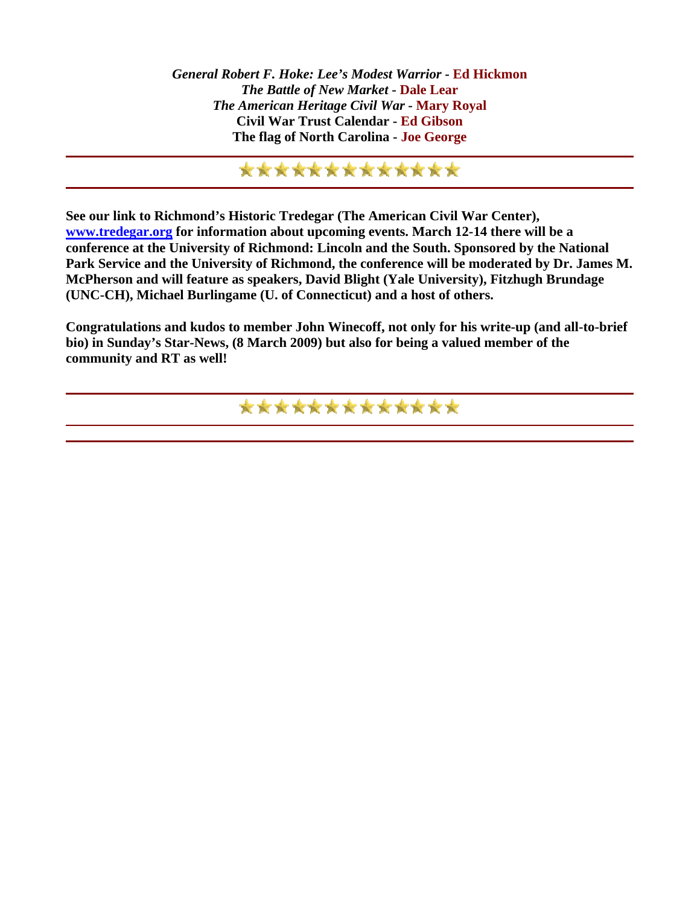*General Robert F. Hoke: Lee's Modest Warrior* - **Ed Hickmon**
*The Battle of New Market* - **Dale Lear**
*The American Heritage Civil War* - **Mary Royal**
**Civil War Trust Calendar** - **Ed Gibson**
**The flag of North Carolina** - **Joe George**

---

★★★★★★★★★★★★★

---

**See our link to Richmond's Historic Tredegar (The American Civil War Center), [www.tredegar.org](http://www.tredegar.org) for information about upcoming events. March 12-14 there will be a conference at the University of Richmond: Lincoln and the South. Sponsored by the National Park Service and the University of Richmond, the conference will be moderated by Dr. James M. McPherson and will feature as speakers, David Blight (Yale University), Fitzhugh Brundage (UNC-CH), Michael Burlingame (U. of Connecticut) and a host of others.**

**Congratulations and kudos to member John Winecoff, not only for his write-up (and all-to-brief bio) in Sunday's Star-News, (8 March 2009) but also for being a valued member of the community and RT as well!**

---

★★★★★★★★★★★★★

---